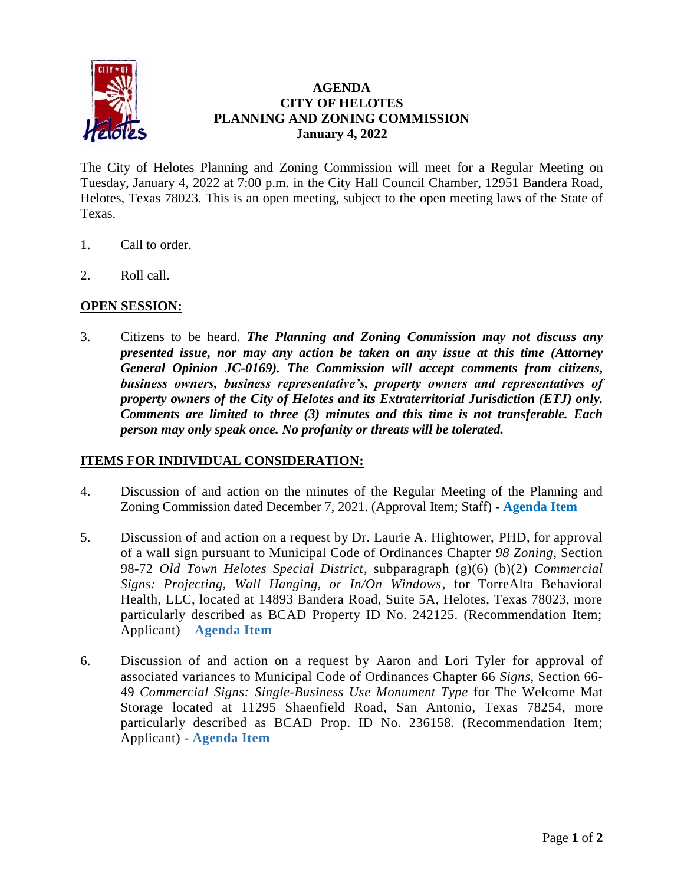# AGENDA
# CITY OF HELOTES
# PLANNING AND ZONING COMMISSION
# January 4, 2022

The City of Helotes Planning and Zoning Commission will meet for a Regular Meeting on Tuesday, January 4, 2022 at 7:00 p.m. in the City Hall Council Chamber, 12951 Bandera Road, Helotes, Texas 78023. This is an open meeting, subject to the open meeting laws of the State of Texas.

1. Call to order.

2. Roll call.

## OPEN SESSION:

3. Citizens to be heard. ***The Planning and Zoning Commission may not discuss any presented issue, nor may any action be taken on any issue at this time (Attorney General Opinion JC-0169). The Commission will accept comments from citizens, business owners, business representative's, property owners and representatives of property owners of the City of Helotes and its Extraterritorial Jurisdiction (ETJ) only. Comments are limited to three (3) minutes and this time is not transferable. Each person may only speak once. No profanity or threats will be tolerated.***

## ITEMS FOR INDIVIDUAL CONSIDERATION:

4. Discussion of and action on the minutes of the Regular Meeting of the Planning and Zoning Commission dated December 7, 2021. (Approval Item; Staff) - **Agenda Item**

5. Discussion of and action on a request by Dr. Laurie A. Hightower, PHD, for approval of a wall sign pursuant to Municipal Code of Ordinances Chapter *98 Zoning*, Section 98-72 *Old Town Helotes Special District*, subparagraph (g)(6) (b)(2) *Commercial Signs: Projecting, Wall Hanging, or In/On Windows*, for TorreAlta Behavioral Health, LLC, located at 14893 Bandera Road, Suite 5A, Helotes, Texas 78023, more particularly described as BCAD Property ID No. 242125. (Recommendation Item; Applicant) – **Agenda Item**

6. Discussion of and action on a request by Aaron and Lori Tyler for approval of associated variances to Municipal Code of Ordinances Chapter 66 *Signs*, Section 66-49 *Commercial Signs: Single-Business Use Monument Type* for The Welcome Mat Storage located at 11295 Shaenfield Road, San Antonio, Texas 78254, more particularly described as BCAD Prop. ID No. 236158. (Recommendation Item; Applicant) - **Agenda Item**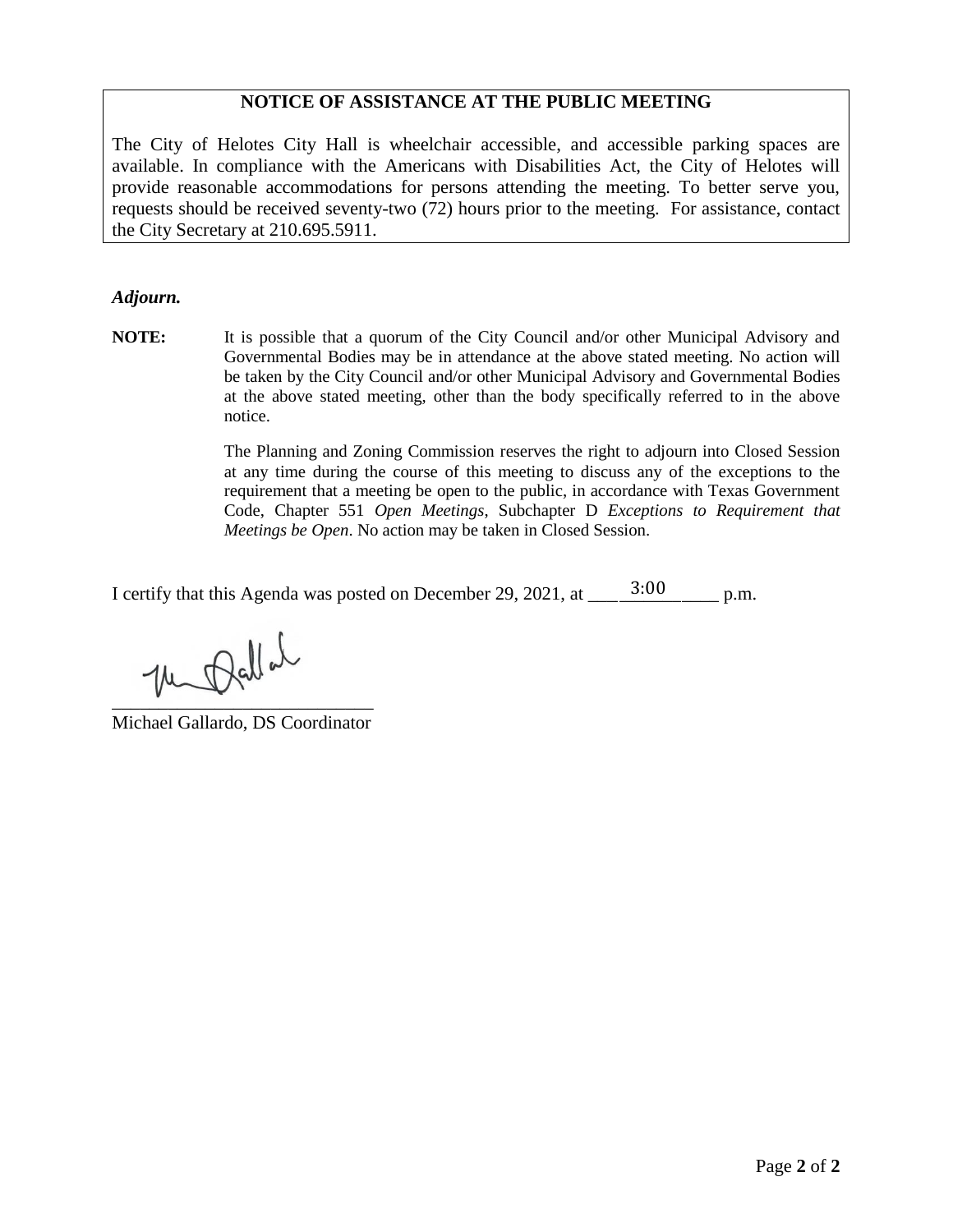**NOTICE OF ASSISTANCE AT THE PUBLIC MEETING**

The City of Helotes City Hall is wheelchair accessible, and accessible parking spaces are available. In compliance with the Americans with Disabilities Act, the City of Helotes will provide reasonable accommodations for persons attending the meeting. To better serve you, requests should be received seventy-two (72) hours prior to the meeting. For assistance, contact the City Secretary at 210.695.5911.

***Adjourn.***

**NOTE:** It is possible that a quorum of the City Council and/or other Municipal Advisory and Governmental Bodies may be in attendance at the above stated meeting. No action will be taken by the City Council and/or other Municipal Advisory and Governmental Bodies at the above stated meeting, other than the body specifically referred to in the above notice.

The Planning and Zoning Commission reserves the right to adjourn into Closed Session at any time during the course of this meeting to discuss any of the exceptions to the requirement that a meeting be open to the public, in accordance with Texas Government Code, Chapter 551 *Open Meetings*, Subchapter D *Exceptions to Requirement that Meetings be Open*. No action may be taken in Closed Session.

I certify that this Agenda was posted on December 29, 2021, at 3:00 p.m.

_____________________________

Michael Gallardo, DS Coordinator